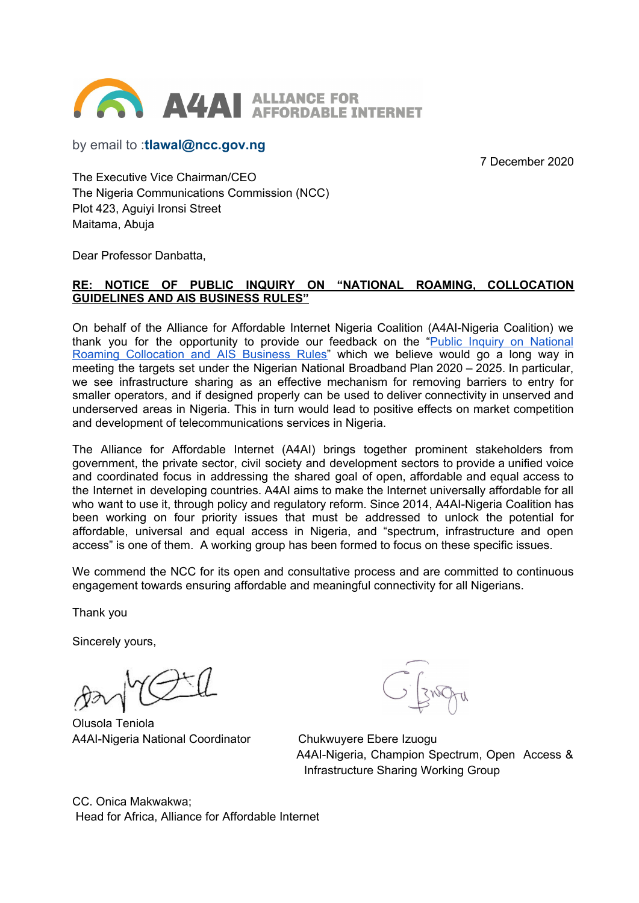**A4AI** ALLIANCE FOR AFFORDABLE INTERNET

by email to :**tlawal@ncc.gov.ng**

7 December 2020

The Executive Vice Chairman/CEO
The Nigeria Communications Commission (NCC)
Plot 423, Aguiyi Ironsi Street
Maitama, Abuja

Dear Professor Danbatta,

**RE: NOTICE OF PUBLIC INQUIRY ON "NATIONAL ROAMING, COLLOCATION GUIDELINES AND AIS BUSINESS RULES"**

On behalf of the Alliance for Affordable Internet Nigeria Coalition (A4AI-Nigeria Coalition) we thank you for the opportunity to provide our feedback on the "Public Inquiry on National Roaming Collocation and AIS Business Rules" which we believe would go a long way in meeting the targets set under the Nigerian National Broadband Plan 2020 – 2025. In particular, we see infrastructure sharing as an effective mechanism for removing barriers to entry for smaller operators, and if designed properly can be used to deliver connectivity in unserved and underserved areas in Nigeria. This in turn would lead to positive effects on market competition and development of telecommunications services in Nigeria.

The Alliance for Affordable Internet (A4AI) brings together prominent stakeholders from government, the private sector, civil society and development sectors to provide a unified voice and coordinated focus in addressing the shared goal of open, affordable and equal access to the Internet in developing countries. A4AI aims to make the Internet universally affordable for all who want to use it, through policy and regulatory reform. Since 2014, A4AI-Nigeria Coalition has been working on four priority issues that must be addressed to unlock the potential for affordable, universal and equal access in Nigeria, and "spectrum, infrastructure and open access" is one of them. A working group has been formed to focus on these specific issues.

We commend the NCC for its open and consultative process and are committed to continuous engagement towards ensuring affordable and meaningful connectivity for all Nigerians.

Thank you

Sincerely yours,

Olusola Teniola
A4AI-Nigeria National Coordinator

Chukwuyere Ebere Izuogu
A4AI-Nigeria, Champion Spectrum, Open Access & Infrastructure Sharing Working Group

CC. Onica Makwakwa;
Head for Africa, Alliance for Affordable Internet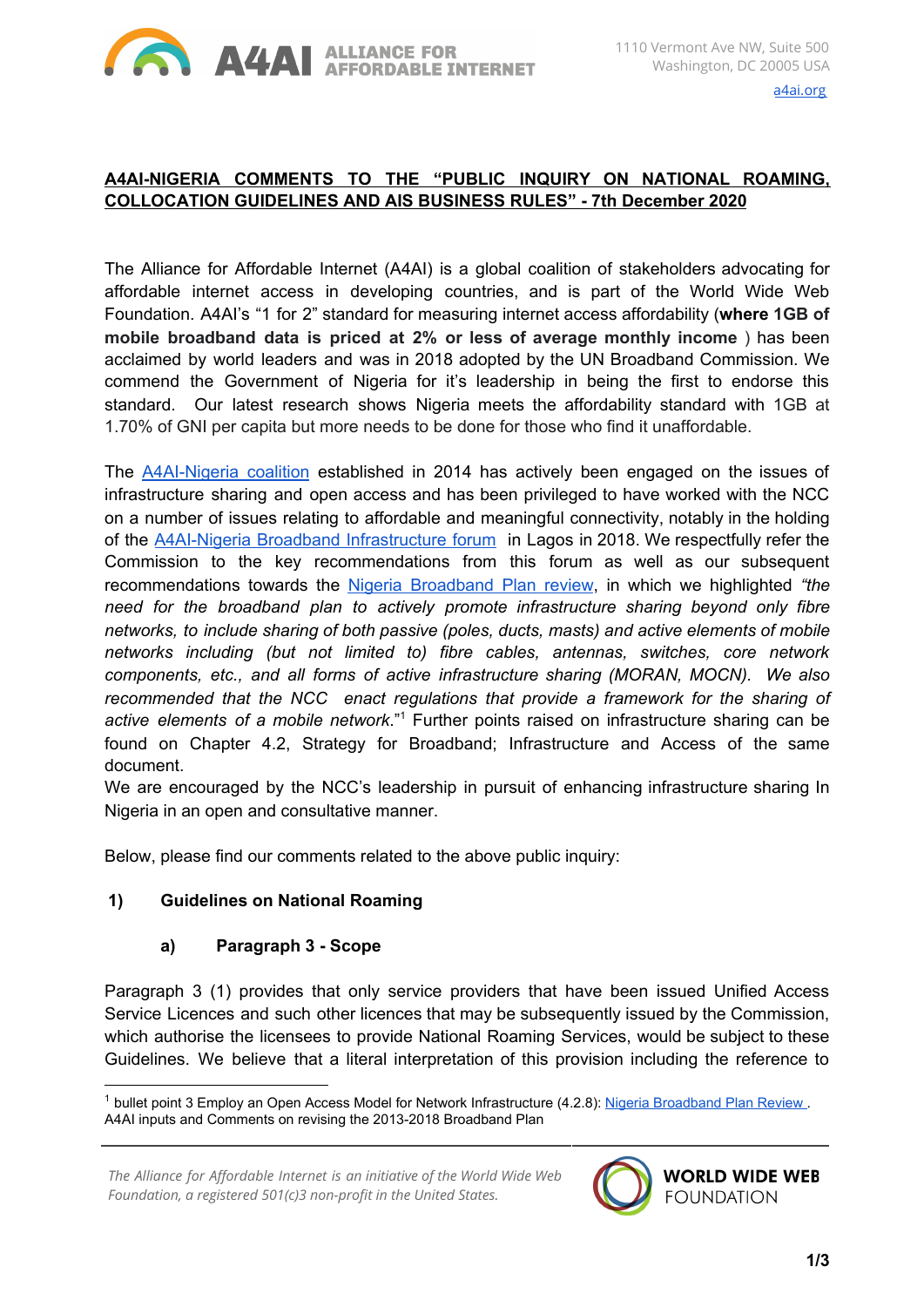## A4AI-NIGERIA COMMENTS TO THE "PUBLIC INQUIRY ON NATIONAL ROAMING, COLLOCATION GUIDELINES AND AIS BUSINESS RULES" - 7th December 2020

The Alliance for Affordable Internet (A4AI) is a global coalition of stakeholders advocating for affordable internet access in developing countries, and is part of the World Wide Web Foundation. A4AI's "1 for 2" standard for measuring internet access affordability (**where 1GB of mobile broadband data is priced at 2% or less of average monthly income** ) has been acclaimed by world leaders and was in 2018 adopted by the UN Broadband Commission. We commend the Government of Nigeria for it's leadership in being the first to endorse this standard. Our latest research shows Nigeria meets the affordability standard with 1GB at 1.70% of GNI per capita but more needs to be done for those who find it unaffordable.

The A4AI-Nigeria coalition established in 2014 has actively been engaged on the issues of infrastructure sharing and open access and has been privileged to have worked with the NCC on a number of issues relating to affordable and meaningful connectivity, notably in the holding of the A4AI-Nigeria Broadband Infrastructure forum in Lagos in 2018. We respectfully refer the Commission to the key recommendations from this forum as well as our subsequent recommendations towards the Nigeria Broadband Plan review, in which we highlighted *"the need for the broadband plan to actively promote infrastructure sharing beyond only fibre networks, to include sharing of both passive (poles, ducts, masts) and active elements of mobile networks including (but not limited to) fibre cables, antennas, switches, core network components, etc., and all forms of active infrastructure sharing (MORAN, MOCN). We also recommended that the NCC enact regulations that provide a framework for the sharing of active elements of a mobile network*."[1] Further points raised on infrastructure sharing can be found on Chapter 4.2, Strategy for Broadband; Infrastructure and Access of the same document.

We are encouraged by the NCC's leadership in pursuit of enhancing infrastructure sharing In Nigeria in an open and consultative manner.

Below, please find our comments related to the above public inquiry:

### 1) Guidelines on National Roaming

#### a) Paragraph 3 - Scope

Paragraph 3 (1) provides that only service providers that have been issued Unified Access Service Licences and such other licences that may be subsequently issued by the Commission, which authorise the licensees to provide National Roaming Services, would be subject to these Guidelines. We believe that a literal interpretation of this provision including the reference to

[1] bullet point 3 Employ an Open Access Model for Network Infrastructure (4.2.8): Nigeria Broadband Plan Review . A4AI inputs and Comments on revising the 2013-2018 Broadband Plan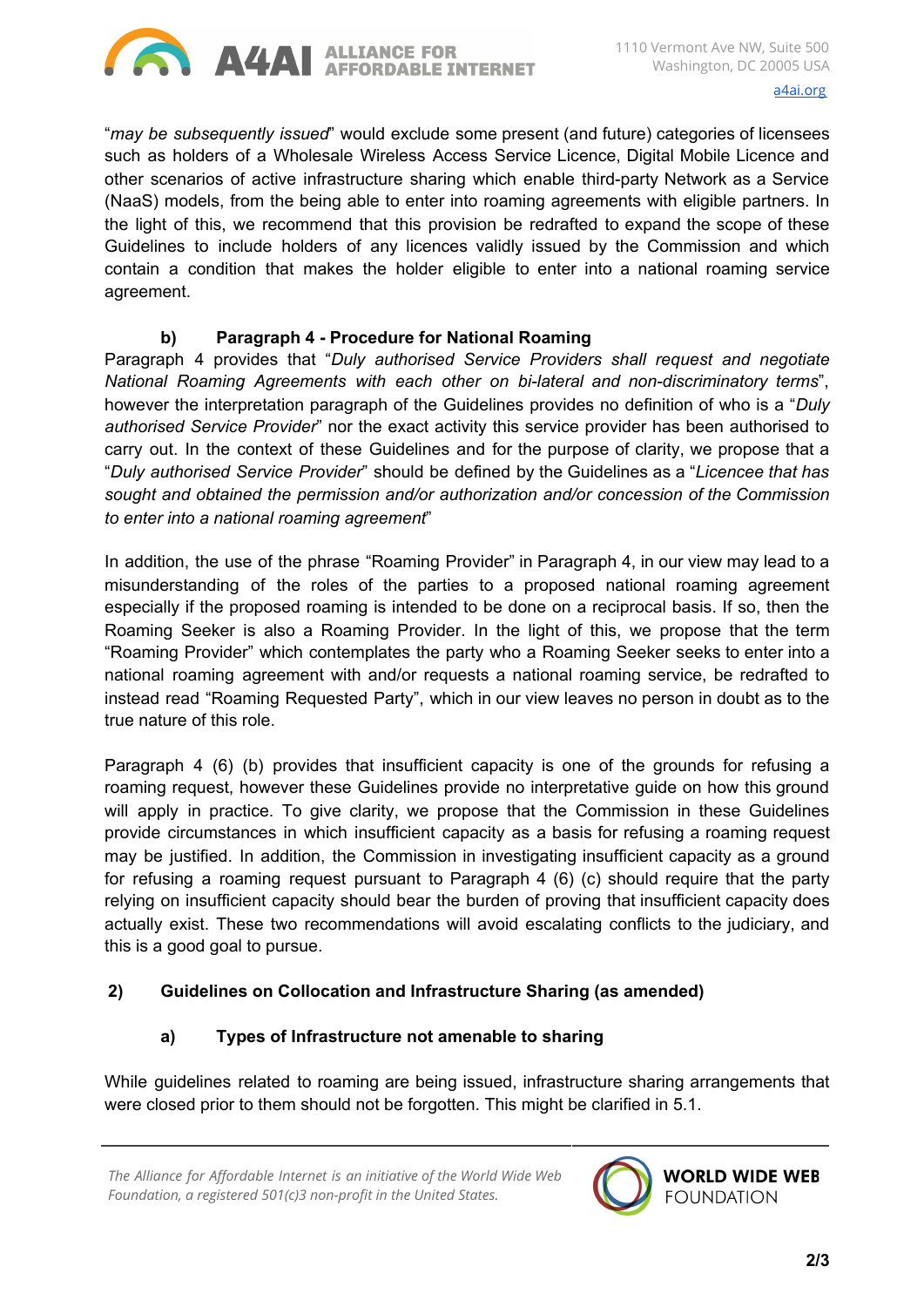"*may be subsequently issued*" would exclude some present (and future) categories of licensees such as holders of a Wholesale Wireless Access Service Licence, Digital Mobile Licence and other scenarios of active infrastructure sharing which enable third-party Network as a Service (NaaS) models, from the being able to enter into roaming agreements with eligible partners. In the light of this, we recommend that this provision be redrafted to expand the scope of these Guidelines to include holders of any licences validly issued by the Commission and which contain a condition that makes the holder eligible to enter into a national roaming service agreement.

### b) Paragraph 4 - Procedure for National Roaming

Paragraph 4 provides that "*Duly authorised Service Providers shall request and negotiate National Roaming Agreements with each other on bi-lateral and non-discriminatory terms*", however the interpretation paragraph of the Guidelines provides no definition of who is a "*Duly authorised Service Provider*" nor the exact activity this service provider has been authorised to carry out. In the context of these Guidelines and for the purpose of clarity, we propose that a "*Duly authorised Service Provider*" should be defined by the Guidelines as a "*Licencee that has sought and obtained the permission and/or authorization and/or concession of the Commission to enter into a national roaming agreement*"

In addition, the use of the phrase "Roaming Provider" in Paragraph 4, in our view may lead to a misunderstanding of the roles of the parties to a proposed national roaming agreement especially if the proposed roaming is intended to be done on a reciprocal basis. If so, then the Roaming Seeker is also a Roaming Provider. In the light of this, we propose that the term "Roaming Provider" which contemplates the party who a Roaming Seeker seeks to enter into a national roaming agreement with and/or requests a national roaming service, be redrafted to instead read "Roaming Requested Party", which in our view leaves no person in doubt as to the true nature of this role.

Paragraph 4 (6) (b) provides that insufficient capacity is one of the grounds for refusing a roaming request, however these Guidelines provide no interpretative guide on how this ground will apply in practice. To give clarity, we propose that the Commission in these Guidelines provide circumstances in which insufficient capacity as a basis for refusing a roaming request may be justified. In addition, the Commission in investigating insufficient capacity as a ground for refusing a roaming request pursuant to Paragraph 4 (6) (c) should require that the party relying on insufficient capacity should bear the burden of proving that insufficient capacity does actually exist. These two recommendations will avoid escalating conflicts to the judiciary, and this is a good goal to pursue.

## 2) Guidelines on Collocation and Infrastructure Sharing (as amended)

### a) Types of Infrastructure not amenable to sharing

While guidelines related to roaming are being issued, infrastructure sharing arrangements that were closed prior to them should not be forgotten. This might be clarified in 5.1.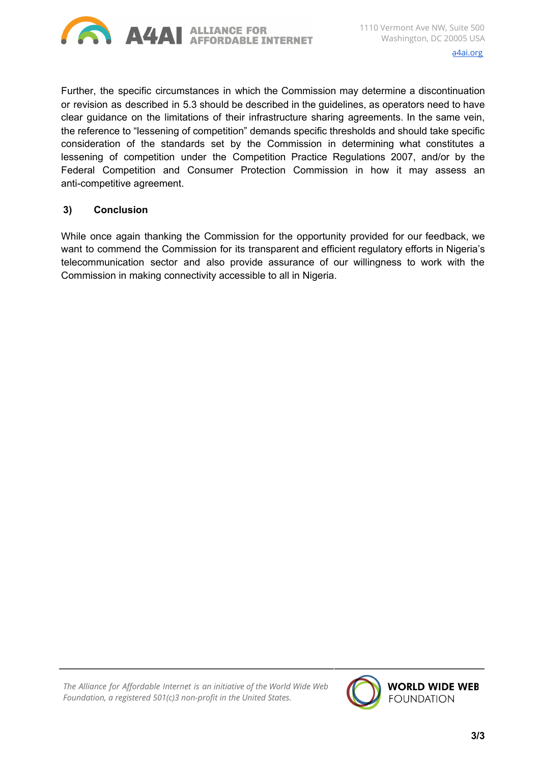Further, the specific circumstances in which the Commission may determine a discontinuation or revision as described in 5.3 should be described in the guidelines, as operators need to have clear guidance on the limitations of their infrastructure sharing agreements. In the same vein, the reference to "lessening of competition" demands specific thresholds and should take specific consideration of the standards set by the Commission in determining what constitutes a lessening of competition under the Competition Practice Regulations 2007, and/or by the Federal Competition and Consumer Protection Commission in how it may assess an anti-competitive agreement.

## 3) Conclusion

While once again thanking the Commission for the opportunity provided for our feedback, we want to commend the Commission for its transparent and efficient regulatory efforts in Nigeria's telecommunication sector and also provide assurance of our willingness to work with the Commission in making connectivity accessible to all in Nigeria.